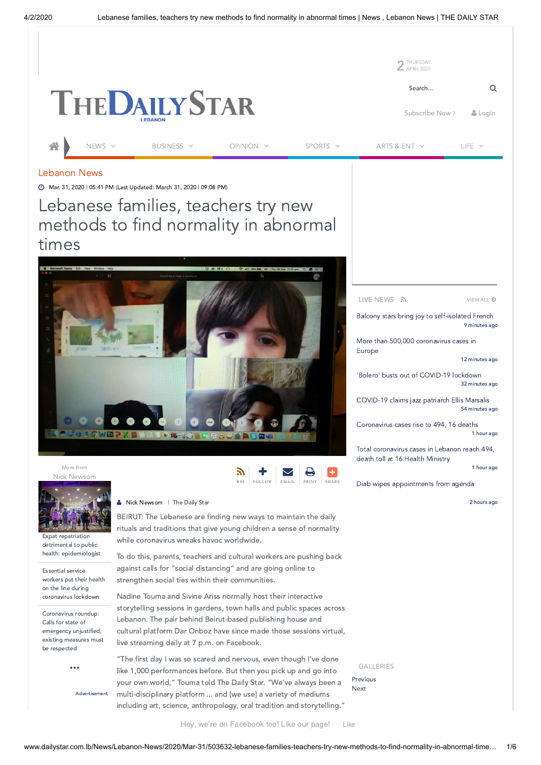Lebanon News

Mar. 31, 2020 | 05:41 PM (Last Updated: March 31, 2020 | 09:08 PM)

# Lebanese families, teachers try new methods to find normality in abnormal times

Nick Newsom | The Daily Star

BEIRUT: The Lebanese are finding new ways to maintain the daily rituals and traditions that give young children a sense of normality while coronavirus wreaks havoc worldwide.

To do this, parents, teachers and cultural workers are pushing back against calls for “social distancing” and are going online to strengthen social ties within their communities.

Nadine Touma and Sivine Ariss normally host their interactive storytelling sessions in gardens, town halls and public spaces across Lebanon. The pair behind Beirut-based publishing house and cultural platform Dar Onboz have since made those sessions virtual, live streaming daily at 7 p.m. on Facebook.

“The first day I was so scared and nervous, even though I’ve done like 1,000 performances before. But then you pick up and go into your own world,” Touma told The Daily Star. “We’ve always been a multi-disciplinary platform ... and [we use] a variety of mediums including art, science, anthropology, oral tradition and storytelling.”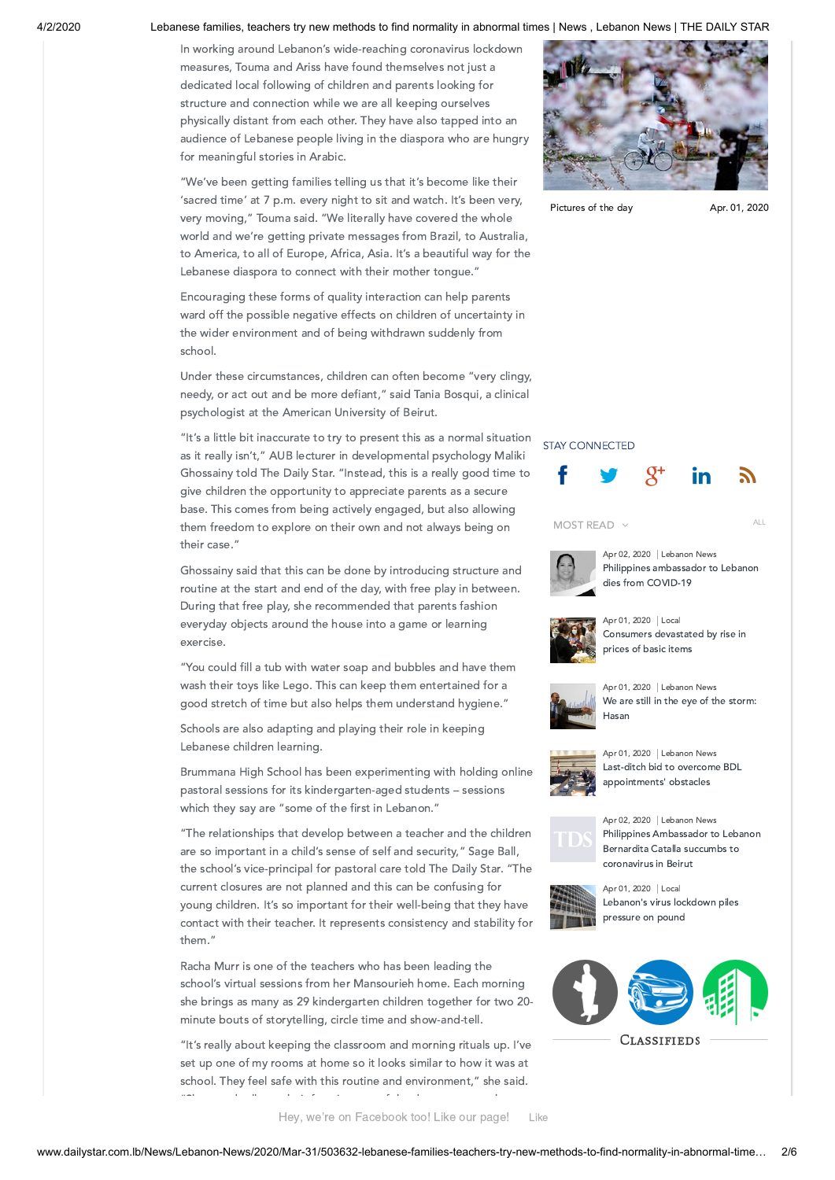In working around Lebanon's wide-reaching coronavirus lockdown measures, Touma and Ariss have found themselves not just a dedicated local following of children and parents looking for structure and connection while we are all keeping ourselves physically distant from each other. They have also tapped into an audience of Lebanese people living in the diaspora who are hungry for meaningful stories in Arabic.

"We've been getting families telling us that it's become like their 'sacred time' at 7 p.m. every night to sit and watch. It's been very, very moving," Touma said. "We literally have covered the whole world and we're getting private messages from Brazil, to Australia, to America, to all of Europe, Africa, Asia. It's a beautiful way for the Lebanese diaspora to connect with their mother tongue."

Encouraging these forms of quality interaction can help parents ward off the possible negative effects on children of uncertainty in the wider environment and of being withdrawn suddenly from school.

Under these circumstances, children can often become "very clingy, needy, or act out and be more defiant," said Tania Bosqui, a clinical psychologist at the American University of Beirut.

"It's a little bit inaccurate to try to present this as a normal situation as it really isn't," AUB lecturer in developmental psychology Maliki Ghossainy told The Daily Star. "Instead, this is a really good time to give children the opportunity to appreciate parents as a secure base. This comes from being actively engaged, but also allowing them freedom to explore on their own and not always being on their case."

Ghossainy said that this can be done by introducing structure and routine at the start and end of the day, with free play in between. During that free play, she recommended that parents fashion everyday objects around the house into a game or learning exercise.

"You could fill a tub with water soap and bubbles and have them wash their toys like Lego. This can keep them entertained for a good stretch of time but also helps them understand hygiene."

Schools are also adapting and playing their role in keeping Lebanese children learning.

Brummana High School has been experimenting with holding online pastoral sessions for its kindergarten-aged students – sessions which they say are "some of the first in Lebanon."

"The relationships that develop between a teacher and the children are so important in a child's sense of self and security," Sage Ball, the school's vice-principal for pastoral care told The Daily Star. "The current closures are not planned and this can be confusing for young children. It's so important for their well-being that they have contact with their teacher. It represents consistency and stability for them."

Racha Murr is one of the teachers who has been leading the school's virtual sessions from her Mansourieh home. Each morning she brings as many as 29 kindergarten children together for two 20-minute bouts of storytelling, circle time and show-and-tell.

"It's really about keeping the classroom and morning rituals up. I've set up one of my rooms at home so it looks similar to how it was at school. They feel safe with this routine and environment," she said.

Pictures of the day — Apr. 01, 2020

STAY CONNECTED

MOST READ — ALL

- Apr 02, 2020 | Lebanon News — Philippines ambassador to Lebanon dies from COVID-19
- Apr 01, 2020 | Local — Consumers devastated by rise in prices of basic items
- Apr 01, 2020 | Lebanon News — We are still in the eye of the storm: Hasan
- Apr 01, 2020 | Lebanon News — Last-ditch bid to overcome BDL appointments' obstacles
- Apr 02, 2020 | Lebanon News — Philippines Ambassador to Lebanon Bernardita Catalla succumbs to coronavirus in Beirut
- Apr 01, 2020 | Local — Lebanon's virus lockdown piles pressure on pound

CLASSIFIEDS

Hey, we're on Facebook too! Like our page! Like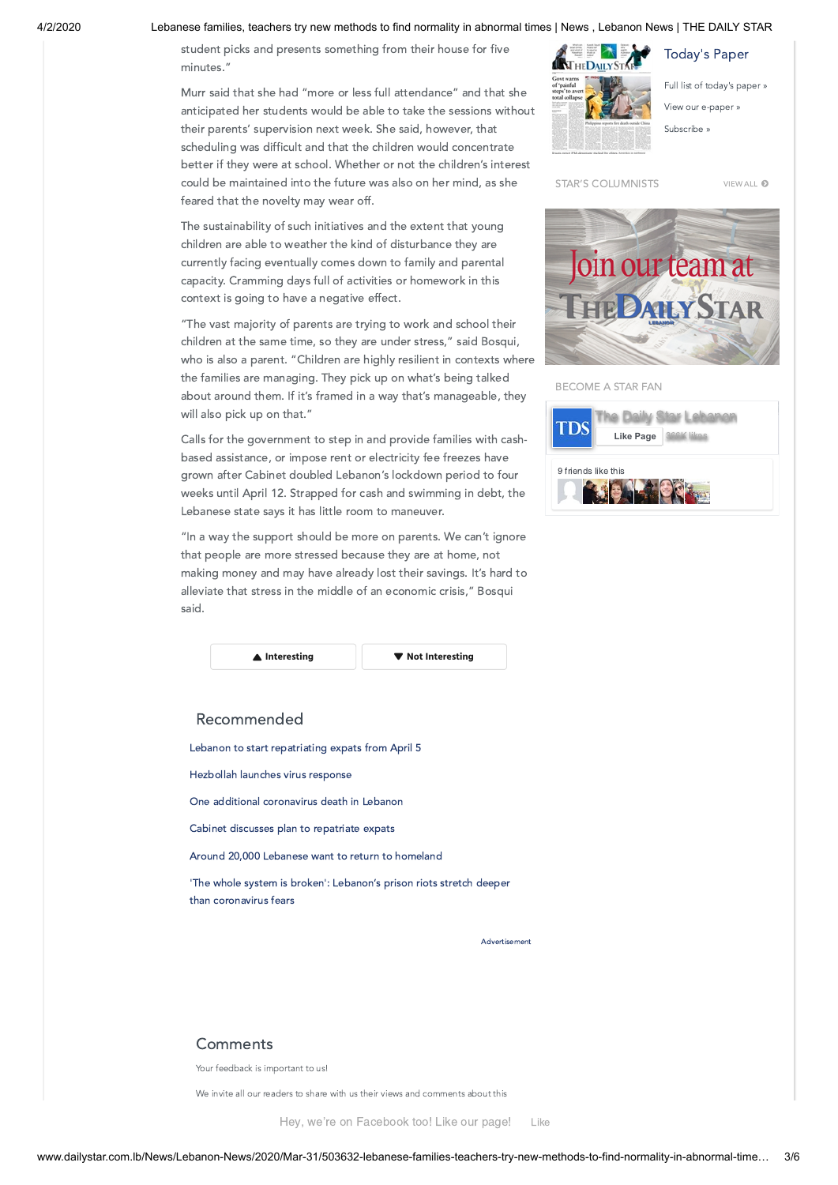student picks and presents something from their house for five minutes."

Murr said that she had "more or less full attendance" and that she anticipated her students would be able to take the sessions without their parents' supervision next week. She said, however, that scheduling was difficult and that the children would concentrate better if they were at school. Whether or not the children's interest could be maintained into the future was also on her mind, as she feared that the novelty may wear off.

The sustainability of such initiatives and the extent that young children are able to weather the kind of disturbance they are currently facing eventually comes down to family and parental capacity. Cramming days full of activities or homework in this context is going to have a negative effect.

"The vast majority of parents are trying to work and school their children at the same time, so they are under stress," said Bosqui, who is also a parent. "Children are highly resilient in contexts where the families are managing. They pick up on what's being talked about around them. If it's framed in a way that's manageable, they will also pick up on that."

Calls for the government to step in and provide families with cash-based assistance, or impose rent or electricity fee freezes have grown after Cabinet doubled Lebanon's lockdown period to four weeks until April 12. Strapped for cash and swimming in debt, the Lebanese state says it has little room to maneuver.

"In a way the support should be more on parents. We can't ignore that people are more stressed because they are at home, not making money and may have already lost their savings. It's hard to alleviate that stress in the middle of an economic crisis," Bosqui said.

▲ Interesting | ▼ Not Interesting

## Recommended

- Lebanon to start repatriating expats from April 5
- Hezbollah launches virus response
- One additional coronavirus death in Lebanon
- Cabinet discusses plan to repatriate expats
- Around 20,000 Lebanese want to return to homeland
- 'The whole system is broken': Lebanon's prison riots stretch deeper than coronavirus fears

Advertisement

## Comments

Your feedback is important to us!

We invite all our readers to share with us their views and comments about this

Hey, we're on Facebook too! Like our page! Like

Today's Paper

Full list of today's paper »

View our e-paper »

Subscribe »

STAR'S COLUMNISTS VIEW ALL

Join our team at THE DAILY STAR

BECOME A STAR FAN

TDS The Daily Star Lebanon

Like Page

9 friends like this